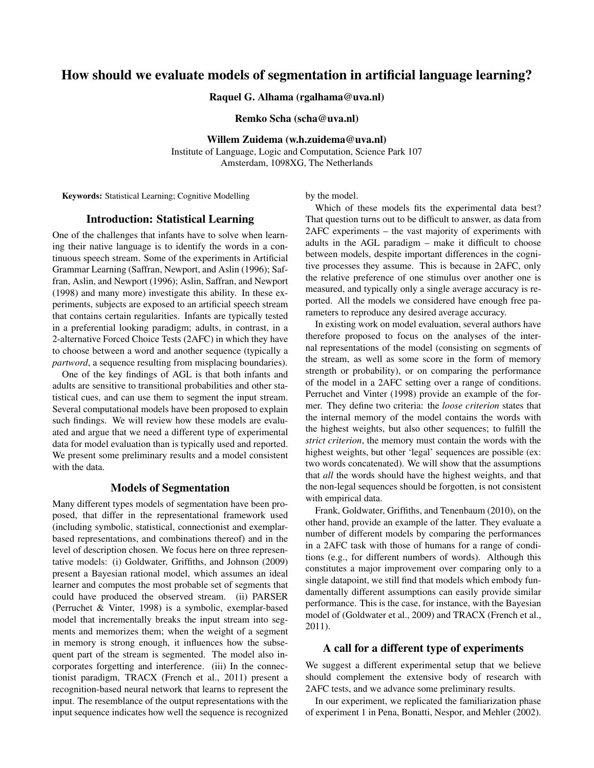# How should we evaluate models of segmentation in artificial language learning?

**Raquel G. Alhama (rgalhama@uva.nl)**

**Remko Scha (scha@uva.nl)**

**Willem Zuidema (w.h.zuidema@uva.nl)**

Institute of Language, Logic and Computation, Science Park 107
Amsterdam, 1098XG, The Netherlands

**Keywords:** Statistical Learning; Cognitive Modelling

## Introduction: Statistical Learning

One of the challenges that infants have to solve when learning their native language is to identify the words in a continuous speech stream. Some of the experiments in Artificial Grammar Learning (Saffran, Newport, and Aslin (1996); Saffran, Aslin, and Newport (1996); Aslin, Saffran, and Newport (1998) and many more) investigate this ability. In these experiments, subjects are exposed to an artificial speech stream that contains certain regularities. Infants are typically tested in a preferential looking paradigm; adults, in contrast, in a 2-alternative Forced Choice Tests (2AFC) in which they have to choose between a word and another sequence (typically a *partword*, a sequence resulting from misplacing boundaries).

One of the key findings of AGL is that both infants and adults are sensitive to transitional probabilities and other statistical cues, and can use them to segment the input stream. Several computational models have been proposed to explain such findings. We will review how these models are evaluated and argue that we need a different type of experimental data for model evaluation than is typically used and reported. We present some preliminary results and a model consistent with the data.

## Models of Segmentation

Many different types models of segmentation have been proposed, that differ in the representational framework used (including symbolic, statistical, connectionist and exemplar-based representations, and combinations thereof) and in the level of description chosen. We focus here on three representative models: (i) Goldwater, Griffiths, and Johnson (2009) present a Bayesian rational model, which assumes an ideal learner and computes the most probable set of segments that could have produced the observed stream. (ii) PARSER (Perruchet & Vinter, 1998) is a symbolic, exemplar-based model that incrementally breaks the input stream into segments and memorizes them; when the weight of a segment in memory is strong enough, it influences how the subsequent part of the stream is segmented. The model also incorporates forgetting and interference. (iii) In the connectionist paradigm, TRACX (French et al., 2011) present a recognition-based neural network that learns to represent the input. The resemblance of the output representations with the input sequence indicates how well the sequence is recognized by the model.

Which of these models fits the experimental data best? That question turns out to be difficult to answer, as data from 2AFC experiments – the vast majority of experiments with adults in the AGL paradigm – make it difficult to choose between models, despite important differences in the cognitive processes they assume. This is because in 2AFC, only the relative preference of one stimulus over another one is measured, and typically only a single average accuracy is reported. All the models we considered have enough free parameters to reproduce any desired average accuracy.

In existing work on model evaluation, several authors have therefore proposed to focus on the analyses of the internal representations of the model (consisting on segments of the stream, as well as some score in the form of memory strength or probability), or on comparing the performance of the model in a 2AFC setting over a range of conditions. Perruchet and Vinter (1998) provide an example of the former. They define two criteria: the *loose criterion* states that the internal memory of the model contains the words with the highest weights, but also other sequences; to fulfill the *strict criterion*, the memory must contain the words with the highest weights, but other 'legal' sequences are possible (ex: two words concatenated). We will show that the assumptions that *all* the words should have the highest weights, and that the non-legal sequences should be forgotten, is not consistent with empirical data.

Frank, Goldwater, Griffiths, and Tenenbaum (2010), on the other hand, provide an example of the latter. They evaluate a number of different models by comparing the performances in a 2AFC task with those of humans for a range of conditions (e.g., for different numbers of words). Although this constitutes a major improvement over comparing only to a single datapoint, we still find that models which embody fundamentally different assumptions can easily provide similar performance. This is the case, for instance, with the Bayesian model of (Goldwater et al., 2009) and TRACX (French et al., 2011).

## A call for a different type of experiments

We suggest a different experimental setup that we believe should complement the extensive body of research with 2AFC tests, and we advance some preliminary results.

In our experiment, we replicated the familiarization phase of experiment 1 in Pena, Bonatti, Nespor, and Mehler (2002).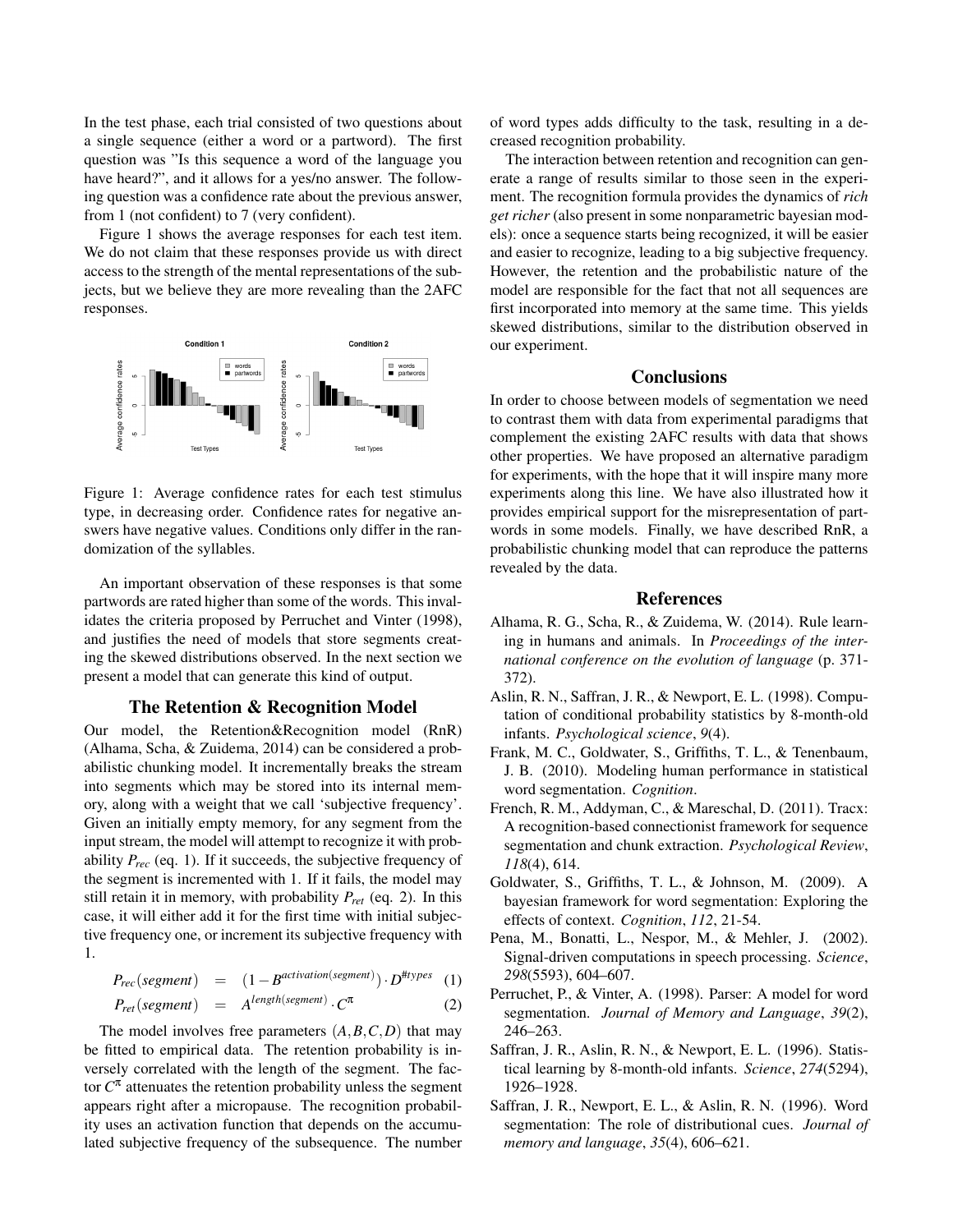In the test phase, each trial consisted of two questions about a single sequence (either a word or a partword). The first question was "Is this sequence a word of the language you have heard?", and it allows for a yes/no answer. The following question was a confidence rate about the previous answer, from 1 (not confident) to 7 (very confident).

Figure 1 shows the average responses for each test item. We do not claim that these responses provide us with direct access to the strength of the mental representations of the subjects, but we believe they are more revealing than the 2AFC responses.

Condition 1

Condition 2

words
partwords

Average confidence rates

5
0
5

Test Types

Figure 1: Average confidence rates for each test stimulus type, in decreasing order. Confidence rates for negative answers have negative values. Conditions only differ in the randomization of the syllables.

An important observation of these responses is that some partwords are rated higher than some of the words. This invalidates the criteria proposed by Perruchet and Vinter (1998), and justifies the need of models that store segments creating the skewed distributions observed. In the next section we present a model that can generate this kind of output.

## The Retention & Recognition Model

Our model, the Retention&Recognition model (RnR) (Alhama, Scha, & Zuidema, 2014) can be considered a probabilistic chunking model. It incrementally breaks the stream into segments which may be stored into its internal memory, along with a weight that we call 'subjective frequency'. Given an initially empty memory, for any segment from the input stream, the model will attempt to recognize it with probability $P_{rec}$ (eq. 1). If it succeeds, the subjective frequency of the segment is incremented with 1. If it fails, the model may still retain it in memory, with probability $P_{ret}$ (eq. 2). In this case, it will either add it for the first time with initial subjective frequency one, or increment its subjective frequency with 1.

$$P_{rec}(segment) = (1 - B^{activation(segment)}) \cdot D^{\#types} \quad (1)$$

$$P_{ret}(segment) = A^{length(segment)} \cdot C^{\pi} \quad (2)$$

The model involves free parameters $(A, B, C, D)$ that may be fitted to empirical data. The retention probability is inversely correlated with the length of the segment. The factor $C^{\pi}$ attenuates the retention probability unless the segment appears right after a micropause. The recognition probability uses an activation function that depends on the accumulated subjective frequency of the subsequence. The number of word types adds difficulty to the task, resulting in a decreased recognition probability.

The interaction between retention and recognition can generate a range of results similar to those seen in the experiment. The recognition formula provides the dynamics of *rich get richer* (also present in some nonparametric bayesian models): once a sequence starts being recognized, it will be easier and easier to recognize, leading to a big subjective frequency. However, the retention and the probabilistic nature of the model are responsible for the fact that not all sequences are first incorporated into memory at the same time. This yields skewed distributions, similar to the distribution observed in our experiment.

## Conclusions

In order to choose between models of segmentation we need to contrast them with data from experimental paradigms that complement the existing 2AFC results with data that shows other properties. We have proposed an alternative paradigm for experiments, with the hope that it will inspire many more experiments along this line. We have also illustrated how it provides empirical support for the misrepresentation of partwords in some models. Finally, we have described RnR, a probabilistic chunking model that can reproduce the patterns revealed by the data.

## References

Alhama, R. G., Scha, R., & Zuidema, W. (2014). Rule learning in humans and animals. In *Proceedings of the international conference on the evolution of language* (p. 371-372).

Aslin, R. N., Saffran, J. R., & Newport, E. L. (1998). Computation of conditional probability statistics by 8-month-old infants. *Psychological science*, *9*(4).

Frank, M. C., Goldwater, S., Griffiths, T. L., & Tenenbaum, J. B. (2010). Modeling human performance in statistical word segmentation. *Cognition*.

French, R. M., Addyman, C., & Mareschal, D. (2011). Tracx: A recognition-based connectionist framework for sequence segmentation and chunk extraction. *Psychological Review*, *118*(4), 614.

Goldwater, S., Griffiths, T. L., & Johnson, M. (2009). A bayesian framework for word segmentation: Exploring the effects of context. *Cognition*, *112*, 21-54.

Pena, M., Bonatti, L., Nespor, M., & Mehler, J. (2002). Signal-driven computations in speech processing. *Science*, *298*(5593), 604–607.

Perruchet, P., & Vinter, A. (1998). Parser: A model for word segmentation. *Journal of Memory and Language*, *39*(2), 246–263.

Saffran, J. R., Aslin, R. N., & Newport, E. L. (1996). Statistical learning by 8-month-old infants. *Science*, *274*(5294), 1926–1928.

Saffran, J. R., Newport, E. L., & Aslin, R. N. (1996). Word segmentation: The role of distributional cues. *Journal of memory and language*, *35*(4), 606–621.